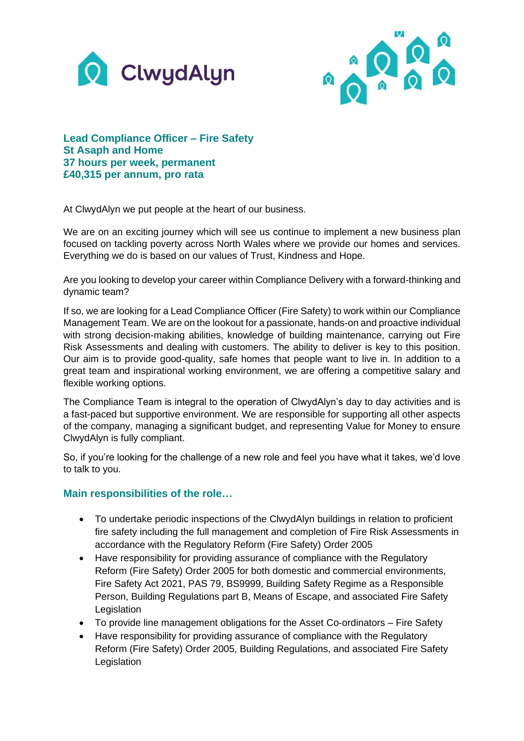**Lead Compliance Officer – Fire Safety**
**St Asaph and Home**
**37 hours per week, permanent**
**£40,315 per annum, pro rata**

At ClwydAlyn we put people at the heart of our business.

We are on an exciting journey which will see us continue to implement a new business plan focused on tackling poverty across North Wales where we provide our homes and services. Everything we do is based on our values of Trust, Kindness and Hope.

Are you looking to develop your career within Compliance Delivery with a forward-thinking and dynamic team?

If so, we are looking for a Lead Compliance Officer (Fire Safety) to work within our Compliance Management Team. We are on the lookout for a passionate, hands-on and proactive individual with strong decision-making abilities, knowledge of building maintenance, carrying out Fire Risk Assessments and dealing with customers. The ability to deliver is key to this position. Our aim is to provide good-quality, safe homes that people want to live in. In addition to a great team and inspirational working environment, we are offering a competitive salary and flexible working options.

The Compliance Team is integral to the operation of ClwydAlyn's day to day activities and is a fast-paced but supportive environment. We are responsible for supporting all other aspects of the company, managing a significant budget, and representing Value for Money to ensure ClwydAlyn is fully compliant.

So, if you're looking for the challenge of a new role and feel you have what it takes, we'd love to talk to you.

## Main responsibilities of the role…

- To undertake periodic inspections of the ClwydAlyn buildings in relation to proficient fire safety including the full management and completion of Fire Risk Assessments in accordance with the Regulatory Reform (Fire Safety) Order 2005
- Have responsibility for providing assurance of compliance with the Regulatory Reform (Fire Safety) Order 2005 for both domestic and commercial environments, Fire Safety Act 2021, PAS 79, BS9999, Building Safety Regime as a Responsible Person, Building Regulations part B, Means of Escape, and associated Fire Safety Legislation
- To provide line management obligations for the Asset Co-ordinators – Fire Safety
- Have responsibility for providing assurance of compliance with the Regulatory Reform (Fire Safety) Order 2005, Building Regulations, and associated Fire Safety Legislation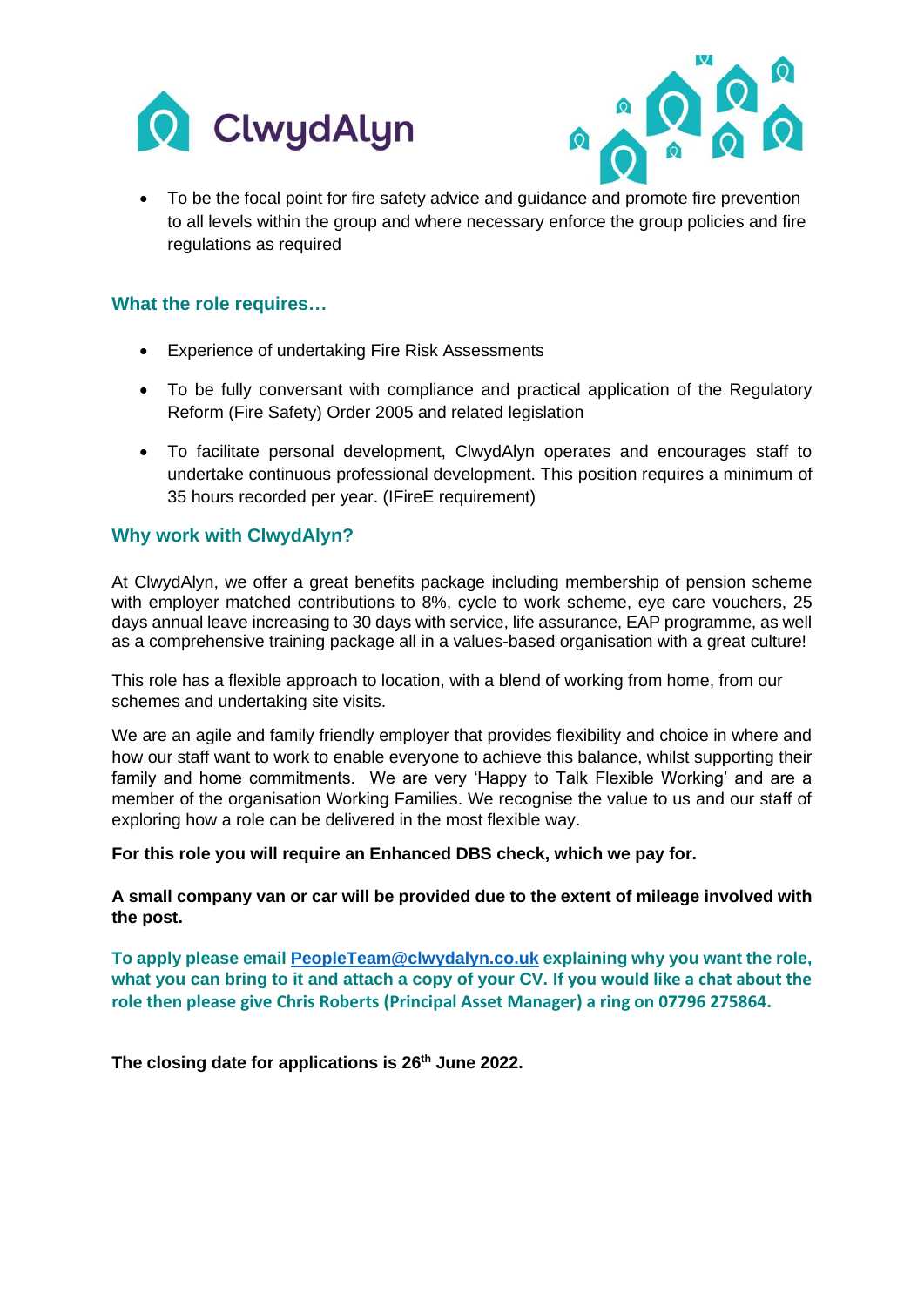- To be the focal point for fire safety advice and guidance and promote fire prevention to all levels within the group and where necessary enforce the group policies and fire regulations as required

### What the role requires…

- Experience of undertaking Fire Risk Assessments
- To be fully conversant with compliance and practical application of the Regulatory Reform (Fire Safety) Order 2005 and related legislation
- To facilitate personal development, ClwydAlyn operates and encourages staff to undertake continuous professional development. This position requires a minimum of 35 hours recorded per year. (IFireE requirement)

### Why work with ClwydAlyn?

At ClwydAlyn, we offer a great benefits package including membership of pension scheme with employer matched contributions to 8%, cycle to work scheme, eye care vouchers, 25 days annual leave increasing to 30 days with service, life assurance, EAP programme, as well as a comprehensive training package all in a values-based organisation with a great culture!

This role has a flexible approach to location, with a blend of working from home, from our schemes and undertaking site visits.

We are an agile and family friendly employer that provides flexibility and choice in where and how our staff want to work to enable everyone to achieve this balance, whilst supporting their family and home commitments. We are very 'Happy to Talk Flexible Working' and are a member of the organisation Working Families. We recognise the value to us and our staff of exploring how a role can be delivered in the most flexible way.

**For this role you will require an Enhanced DBS check, which we pay for.**

**A small company van or car will be provided due to the extent of mileage involved with the post.**

**To apply please email PeopleTeam@clwydalyn.co.uk explaining why you want the role, what you can bring to it and attach a copy of your CV. If you would like a chat about the role then please give Chris Roberts (Principal Asset Manager) a ring on 07796 275864.**

**The closing date for applications is 26th June 2022.**